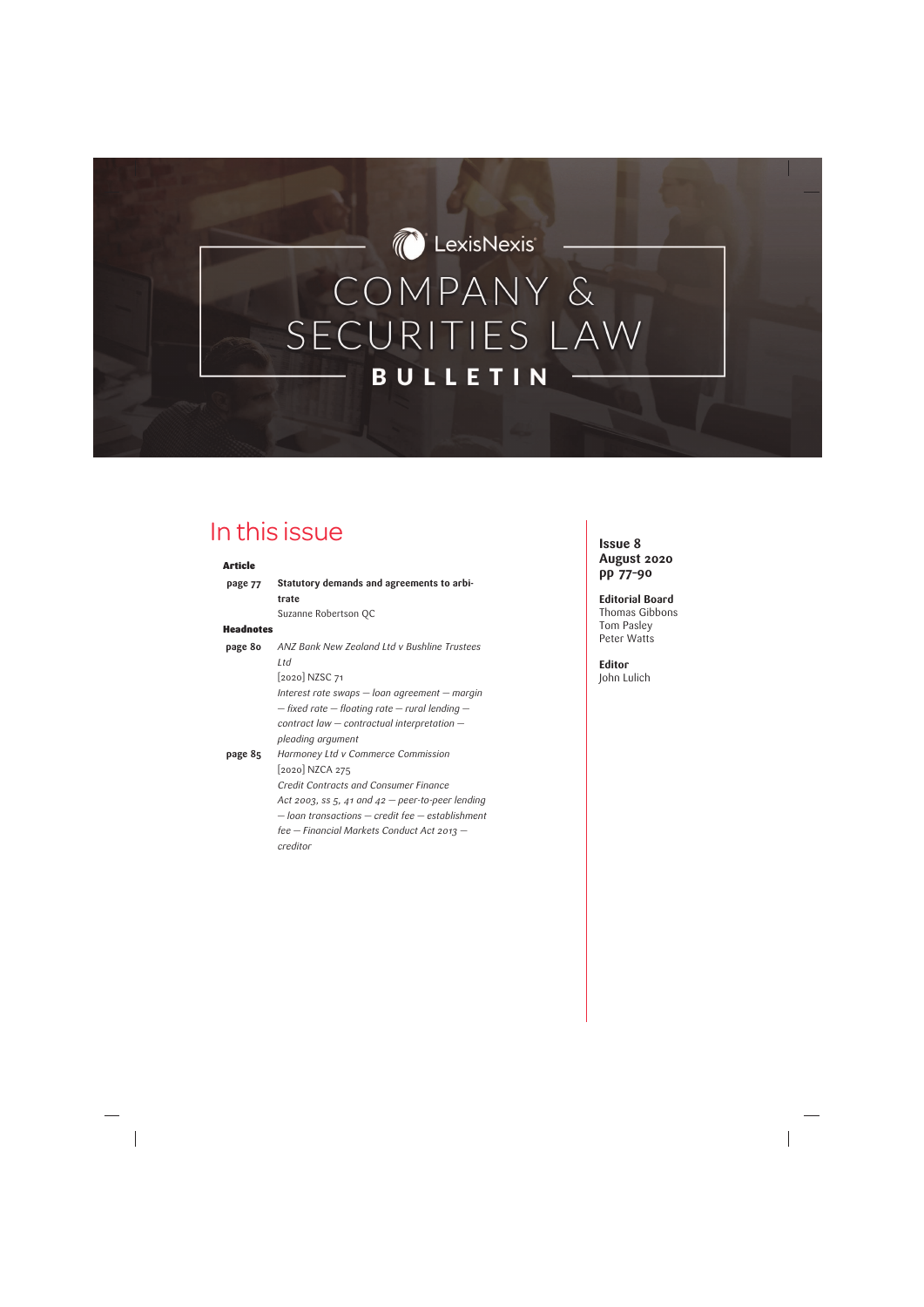# COMPANY & SECURITIES LAW BULLETIN

LexisNexis

## In this issue

**Article**

**page 77** **Statutory demands and agreements to arbitrate**
Suzanne Robertson QC

**Headnotes**

**page 80** *ANZ Bank New Zealand Ltd v Bushline Trustees Ltd*
[2020] NZSC 71
*Interest rate swaps — loan agreement — margin — fixed rate — floating rate — rural lending — contract law — contractual interpretation — pleading argument*

**page 85** *Harmoney Ltd v Commerce Commission*
[2020] NZCA 275
*Credit Contracts and Consumer Finance Act 2003, ss 5, 41 and 42 — peer-to-peer lending — loan transactions — credit fee — establishment fee — Financial Markets Conduct Act 2013 — creditor*

**Issue 8**
**August 2020**
**pp 77–90**

**Editorial Board**
Thomas Gibbons
Tom Pasley
Peter Watts

**Editor**
John Lulich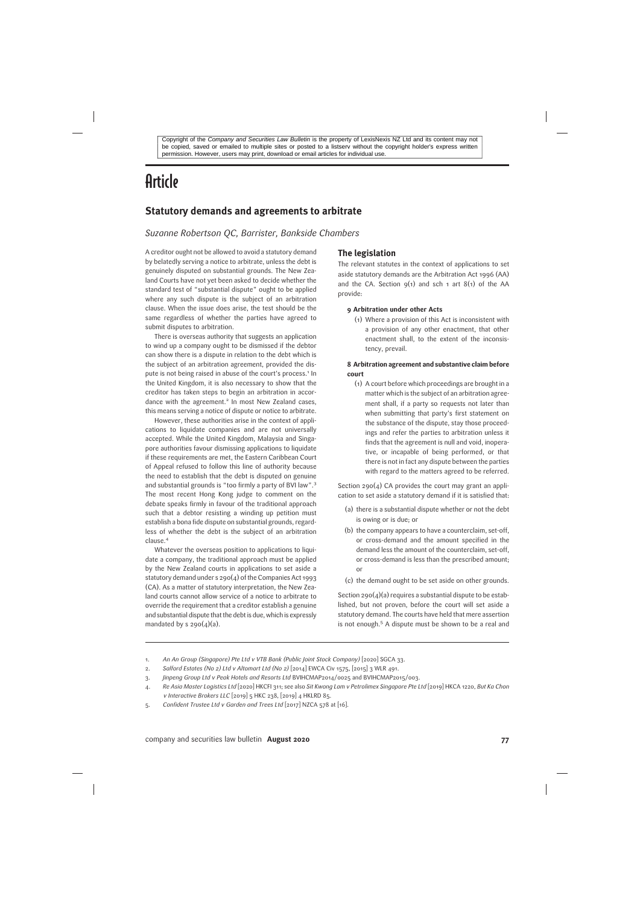Copyright of the *Company and Securities Law Bulletin* is the property of LexisNexis NZ Ltd and its content may not be copied, saved or emailed to multiple sites or posted to a listserv without the copyright holder's express written permission. However, users may print, download or email articles for individual use.

# Article

## Statutory demands and agreements to arbitrate

*Suzanne Robertson QC, Barrister, Bankside Chambers*

A creditor ought not be allowed to avoid a statutory demand by belatedly serving a notice to arbitrate, unless the debt is genuinely disputed on substantial grounds. The New Zealand Courts have not yet been asked to decide whether the standard test of "substantial dispute" ought to be applied where any such dispute is the subject of an arbitration clause. When the issue does arise, the test should be the same regardless of whether the parties have agreed to submit disputes to arbitration.

There is overseas authority that suggests an application to wind up a company ought to be dismissed if the debtor can show there is a dispute in relation to the debt which is the subject of an arbitration agreement, provided the dispute is not being raised in abuse of the court's process.[1] In the United Kingdom, it is also necessary to show that the creditor has taken steps to begin an arbitration in accordance with the agreement.[2] In most New Zealand cases, this means serving a notice of dispute or notice to arbitrate.

However, these authorities arise in the context of applications to liquidate companies and are not universally accepted. While the United Kingdom, Malaysia and Singapore authorities favour dismissing applications to liquidate if these requirements are met, the Eastern Caribbean Court of Appeal refused to follow this line of authority because the need to establish that the debt is disputed on genuine and substantial grounds is "too firmly a party of BVI law".[3] The most recent Hong Kong judge to comment on the debate speaks firmly in favour of the traditional approach such that a debtor resisting a winding up petition must establish a bona fide dispute on substantial grounds, regardless of whether the debt is the subject of an arbitration clause.[4]

Whatever the overseas position to applications to liquidate a company, the traditional approach must be applied by the New Zealand courts in applications to set aside a statutory demand under s 290(4) of the Companies Act 1993 (CA). As a matter of statutory interpretation, the New Zealand courts cannot allow service of a notice to arbitrate to override the requirement that a creditor establish a genuine and substantial dispute that the debt is due, which is expressly mandated by s 290(4)(a).

### The legislation

The relevant statutes in the context of applications to set aside statutory demands are the Arbitration Act 1996 (AA) and the CA. Section 9(1) and sch 1 art 8(1) of the AA provide:

> **9 Arbitration under other Acts**
>
> (1) Where a provision of this Act is inconsistent with a provision of any other enactment, that other enactment shall, to the extent of the inconsistency, prevail.
>
> **8 Arbitration agreement and substantive claim before court**
>
> (1) A court before which proceedings are brought in a matter which is the subject of an arbitration agreement shall, if a party so requests not later than when submitting that party's first statement on the substance of the dispute, stay those proceedings and refer the parties to arbitration unless it finds that the agreement is null and void, inoperative, or incapable of being performed, or that there is not in fact any dispute between the parties with regard to the matters agreed to be referred.

Section 290(4) CA provides the court may grant an application to set aside a statutory demand if it is satisfied that:

(a) there is a substantial dispute whether or not the debt is owing or is due; or

(b) the company appears to have a counterclaim, set-off, or cross-demand and the amount specified in the demand less the amount of the counterclaim, set-off, or cross-demand is less than the prescribed amount; or

(c) the demand ought to be set aside on other grounds.

Section 290(4)(a) requires a substantial dispute to be established, but not proven, before the court will set aside a statutory demand. The courts have held that mere assertion is not enough.[5] A dispute must be shown to be a real and

---

1. *An An Group (Singapore) Pte Ltd v VTB Bank (Public Joint Stock Company)* [2020] SGCA 33.
2. *Salford Estates (No 2) Ltd v Altomart Ltd (No 2)* [2014] EWCA Civ 1575, [2015] 3 WLR 491.
3. *Jinpeng Group Ltd v Peak Hotels and Resorts Ltd* BVIHCMAP2014/0025 and BVIHCMAP2015/003.
4. *Re Asia Master Logistics Ltd* [2020] HKCFI 311; see also *Sit Kwong Lam v Petrolimex Singapore Pte Ltd* [2019] HKCA 1220, *But Ka Chon v Interactive Brokers LLC* [2019] 5 HKC 238, [2019] 4 HKLRD 85.
5. *Confident Trustee Ltd v Garden and Trees Ltd* [2017] NZCA 578 at [16].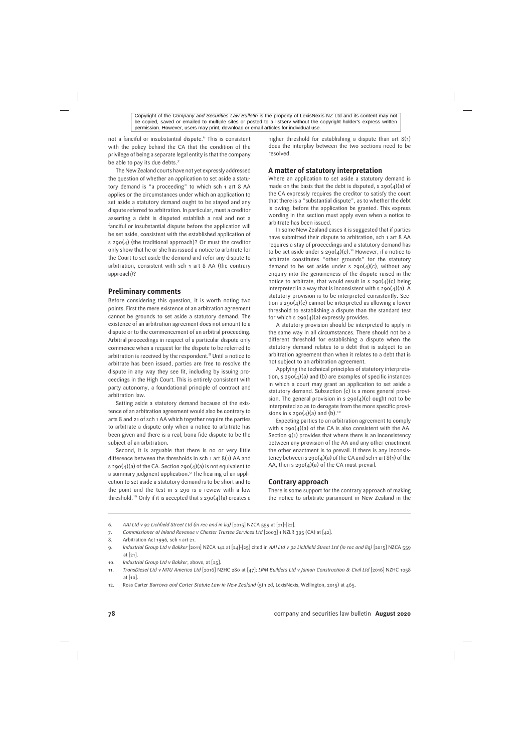not a fanciful or insubstantial dispute.[6] This is consistent with the policy behind the CA that the condition of the privilege of being a separate legal entity is that the company be able to pay its due debts.[7]

The New Zealand courts have not yet expressly addressed the question of whether an application to set aside a statutory demand is "a proceeding" to which sch 1 art 8 AA applies or the circumstances under which an application to set aside a statutory demand ought to be stayed and any dispute referred to arbitration. In particular, must a creditor asserting a debt is disputed establish a real and not a fanciful or insubstantial dispute before the application will be set aside, consistent with the established application of s 290(4) (the traditional approach)? Or must the creditor only show that he or she has issued a notice to arbitrate for the Court to set aside the demand and refer any dispute to arbitration, consistent with sch 1 art 8 AA (the contrary approach)?

## Preliminary comments

Before considering this question, it is worth noting two points. First the mere existence of an arbitration agreement cannot be grounds to set aside a statutory demand. The existence of an arbitration agreement does not amount to a dispute or to the commencement of an arbitral proceeding. Arbitral proceedings in respect of a particular dispute only commence when a request for the dispute to be referred to arbitration is received by the respondent.[8] Until a notice to arbitrate has been issued, parties are free to resolve the dispute in any way they see fit, including by issuing proceedings in the High Court. This is entirely consistent with party autonomy, a foundational principle of contract and arbitration law.

Setting aside a statutory demand because of the existence of an arbitration agreement would also be contrary to arts 8 and 21 of sch 1 AA which together require the parties to arbitrate a dispute only when a notice to arbitrate has been given and there is a real, bona fide dispute to be the subject of an arbitration.

Second, it is arguable that there is no or very little difference between the thresholds in sch 1 art 8(1) AA and s 290(4)(a) of the CA. Section 290(4)(a) is not equivalent to a summary judgment application.[9] The hearing of an application to set aside a statutory demand is to be short and to the point and the test in s 290 is a review with a low threshold.[10] Only if it is accepted that s 290(4)(a) creates a higher threshold for establishing a dispute than art 8(1) does the interplay between the two sections need to be resolved.

## A matter of statutory interpretation

Where an application to set aside a statutory demand is made on the basis that the debt is disputed, s 290(4)(a) of the CA expressly requires the creditor to satisfy the court that there is a "substantial dispute", as to whether the debt is owing, before the application be granted. This express wording in the section must apply even when a notice to arbitrate has been issued.

In some New Zealand cases it is suggested that if parties have submitted their dispute to arbitration, sch 1 art 8 AA requires a stay of proceedings and a statutory demand has to be set aside under s 290(4)(c).[11] However, if a notice to arbitrate constitutes "other grounds" for the statutory demand to be set aside under s 290(4)(c), without any enquiry into the genuineness of the dispute raised in the notice to arbitrate, that would result in s 290(4)(c) being interpreted in a way that is inconsistent with s 290(4)(a). A statutory provision is to be interpreted consistently. Section s 290(4)(c) cannot be interpreted as allowing a lower threshold to establishing a dispute than the standard test for which s 290(4)(a) expressly provides.

A statutory provision should be interpreted to apply in the same way in all circumstances. There should not be a different threshold for establishing a dispute when the statutory demand relates to a debt that is subject to an arbitration agreement than when it relates to a debt that is not subject to an arbitration agreement.

Applying the technical principles of statutory interpretation, s 290(4)(a) and (b) are examples of specific instances in which a court may grant an application to set aside a statutory demand. Subsection (c) is a more general provision. The general provision in s 290(4)(c) ought not to be interpreted so as to derogate from the more specific provisions in s 290(4)(a) and (b).[12]

Expecting parties to an arbitration agreement to comply with s 290(4)(a) of the CA is also consistent with the AA. Section 9(1) provides that where there is an inconsistency between any provision of the AA and any other enactment the other enactment is to prevail. If there is any inconsistency between s 290(4)(a) of the CA and sch 1 art 8(1) of the AA, then s 290(4)(a) of the CA must prevail.

## Contrary approach

There is some support for the contrary approach of making the notice to arbitrate paramount in New Zealand in the

---

6. *AAI Ltd v 92 Lichfield Street Ltd (in rec and in liq)* [2015] NZCA 559 at [21]-[22].
7. *Commissioner of Inland Revenue v Chester Trustee Services Ltd* [2003] 1 NZLR 395 (CA) at [42].
8. Arbitration Act 1996, sch 1 art 21.
9. *Industrial Group Ltd v Bakker* [2011] NZCA 142 at [24]-[25] cited in *AAI Ltd v 92 Lichfield Street Ltd (in rec and liq)* [2015] NZCA 559 at [21].
10. *Industrial Group Ltd v Bakker*, above, at [25].
11. *TransDiesel Ltd v MTU America Ltd* [2016] NZHC 280 at [47]; *LRM Builders Ltd v Jamon Construction & Civil Ltd* [2016] NZHC 1058 at [10].
12. Ross Carter *Burrows and Carter Statute Law in New Zealand* (5th ed, LexisNexis, Wellington, 2015) at 465.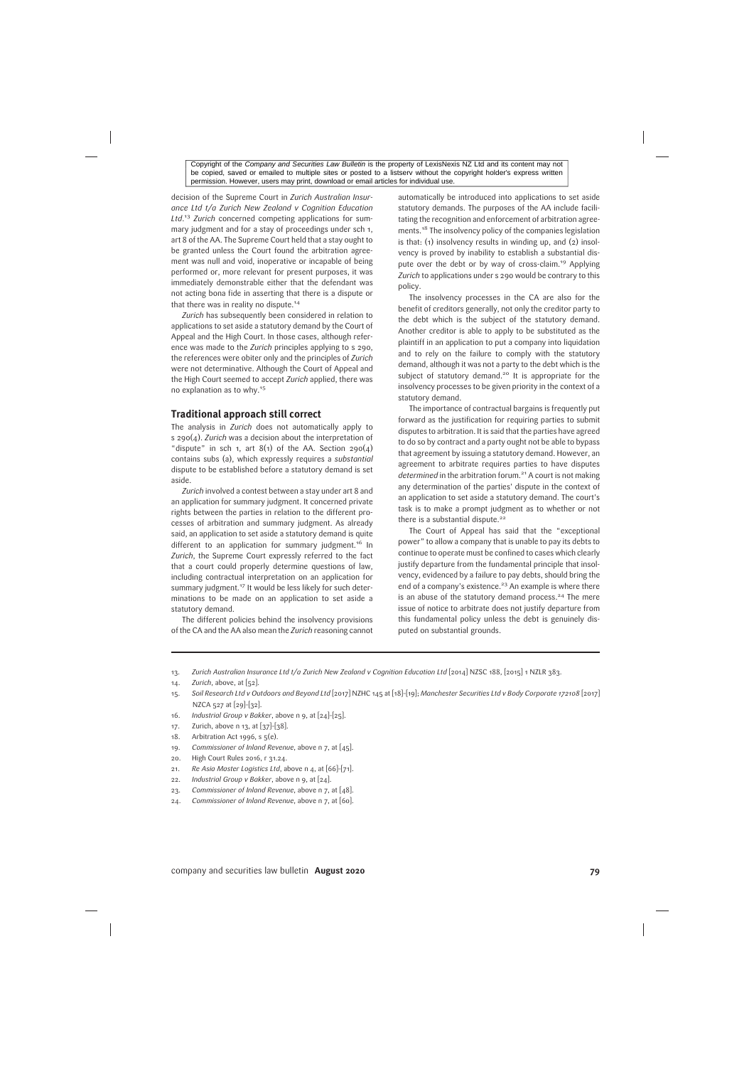Copyright of the *Company and Securities Law Bulletin* is the property of LexisNexis NZ Ltd and its content may not be copied, saved or emailed to multiple sites or posted to a listserv without the copyright holder's express written permission. However, users may print, download or email articles for individual use.

decision of the Supreme Court in *Zurich Australian Insurance Ltd t/a Zurich New Zealand v Cognition Education Ltd*.[13] *Zurich* concerned competing applications for summary judgment and for a stay of proceedings under sch 1, art 8 of the AA. The Supreme Court held that a stay ought to be granted unless the Court found the arbitration agreement was null and void, inoperative or incapable of being performed or, more relevant for present purposes, it was immediately demonstrable either that the defendant was not acting bona fide in asserting that there is a dispute or that there was in reality no dispute.[14]

*Zurich* has subsequently been considered in relation to applications to set aside a statutory demand by the Court of Appeal and the High Court. In those cases, although reference was made to the *Zurich* principles applying to s 290, the references were obiter only and the principles of *Zurich* were not determinative. Although the Court of Appeal and the High Court seemed to accept *Zurich* applied, there was no explanation as to why.[15]

## Traditional approach still correct

The analysis in *Zurich* does not automatically apply to s 290(4). *Zurich* was a decision about the interpretation of "dispute" in sch 1, art 8(1) of the AA. Section 290(4) contains subs (a), which expressly requires a *substantial* dispute to be established before a statutory demand is set aside.

*Zurich* involved a contest between a stay under art 8 and an application for summary judgment. It concerned private rights between the parties in relation to the different processes of arbitration and summary judgment. As already said, an application to set aside a statutory demand is quite different to an application for summary judgment.[16] In *Zurich*, the Supreme Court expressly referred to the fact that a court could properly determine questions of law, including contractual interpretation on an application for summary judgment.[17] It would be less likely for such determinations to be made on an application to set aside a statutory demand.

The different policies behind the insolvency provisions of the CA and the AA also mean the *Zurich* reasoning cannot automatically be introduced into applications to set aside statutory demands. The purposes of the AA include facilitating the recognition and enforcement of arbitration agreements.[18] The insolvency policy of the companies legislation is that: (1) insolvency results in winding up, and (2) insolvency is proved by inability to establish a substantial dispute over the debt or by way of cross-claim.[19] Applying *Zurich* to applications under s 290 would be contrary to this policy.

The insolvency processes in the CA are also for the benefit of creditors generally, not only the creditor party to the debt which is the subject of the statutory demand. Another creditor is able to apply to be substituted as the plaintiff in an application to put a company into liquidation and to rely on the failure to comply with the statutory demand, although it was not a party to the debt which is the subject of statutory demand.[20] It is appropriate for the insolvency processes to be given priority in the context of a statutory demand.

The importance of contractual bargains is frequently put forward as the justification for requiring parties to submit disputes to arbitration. It is said that the parties have agreed to do so by contract and a party ought not be able to bypass that agreement by issuing a statutory demand. However, an agreement to arbitrate requires parties to have disputes *determined* in the arbitration forum.[21] A court is not making any determination of the parties' dispute in the context of an application to set aside a statutory demand. The court's task is to make a prompt judgment as to whether or not there is a substantial dispute.[22]

The Court of Appeal has said that the "exceptional power" to allow a company that is unable to pay its debts to continue to operate must be confined to cases which clearly justify departure from the fundamental principle that insolvency, evidenced by a failure to pay debts, should bring the end of a company's existence.[23] An example is where there is an abuse of the statutory demand process.[24] The mere issue of notice to arbitrate does not justify departure from this fundamental policy unless the debt is genuinely disputed on substantial grounds.

---

13. *Zurich Australian Insurance Ltd t/a Zurich New Zealand v Cognition Education Ltd* [2014] NZSC 188, [2015] 1 NZLR 383.
14. *Zurich*, above, at [52].
15. *Soil Research Ltd v Outdoors and Beyond Ltd* [2017] NZHC 145 at [18]–[19]; *Manchester Securities Ltd v Body Corporate 172108* [2017] NZCA 527 at [29]–[32].
16. *Industrial Group v Bakker*, above n 9, at [24]–[25].
17. Zurich, above n 13, at [37]–[38].
18. Arbitration Act 1996, s 5(e).
19. *Commissioner of Inland Revenue*, above n 7, at [45].
20. High Court Rules 2016, r 31.24.
21. *Re Asia Master Logistics Ltd*, above n 4, at [66]–[71].
22. *Industrial Group v Bakker*, above n 9, at [24].
23. *Commissioner of Inland Revenue*, above n 7, at [48].
24. *Commissioner of Inland Revenue*, above n 7, at [60].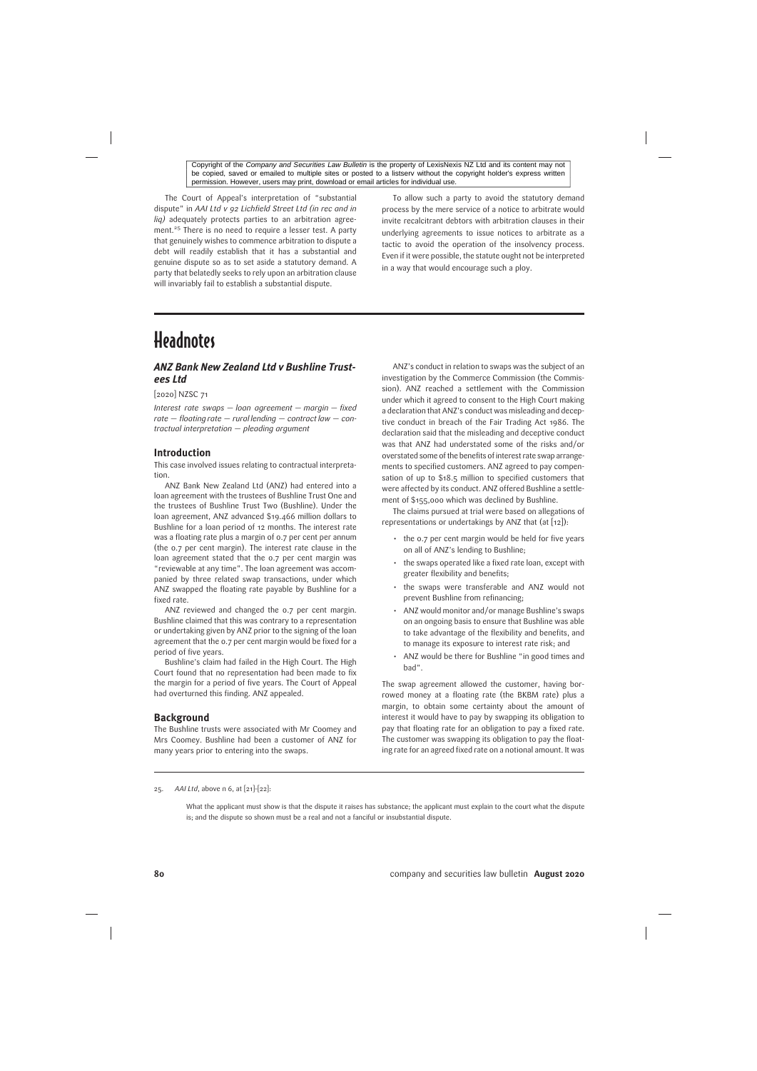The Court of Appeal's interpretation of "substantial dispute" in *AAI Ltd v 92 Lichfield Street Ltd (in rec and in liq)* adequately protects parties to an arbitration agreement.[25] There is no need to require a lesser test. A party that genuinely wishes to commence arbitration to dispute a debt will readily establish that it has a substantial and genuine dispute so as to set aside a statutory demand. A party that belatedly seeks to rely upon an arbitration clause will invariably fail to establish a substantial dispute.

To allow such a party to avoid the statutory demand process by the mere service of a notice to arbitrate would invite recalcitrant debtors with arbitration clauses in their underlying agreements to issue notices to arbitrate as a tactic to avoid the operation of the insolvency process. Even if it were possible, the statute ought not be interpreted in a way that would encourage such a ploy.

# Headnotes

### *ANZ Bank New Zealand Ltd v Bushline Trustees Ltd*

[2020] NZSC 71

*Interest rate swaps — loan agreement — margin — fixed rate — floating rate — rural lending — contract law — contractual interpretation — pleading argument*

#### Introduction

This case involved issues relating to contractual interpretation.

ANZ Bank New Zealand Ltd (ANZ) had entered into a loan agreement with the trustees of Bushline Trust One and the trustees of Bushline Trust Two (Bushline). Under the loan agreement, ANZ advanced $19.466 million dollars to Bushline for a loan period of 12 months. The interest rate was a floating rate plus a margin of 0.7 per cent per annum (the 0.7 per cent margin). The interest rate clause in the loan agreement stated that the 0.7 per cent margin was "reviewable at any time". The loan agreement was accompanied by three related swap transactions, under which ANZ swapped the floating rate payable by Bushline for a fixed rate.

ANZ reviewed and changed the 0.7 per cent margin. Bushline claimed that this was contrary to a representation or undertaking given by ANZ prior to the signing of the loan agreement that the 0.7 per cent margin would be fixed for a period of five years.

Bushline's claim had failed in the High Court. The High Court found that no representation had been made to fix the margin for a period of five years. The Court of Appeal had overturned this finding. ANZ appealed.

#### Background

The Bushline trusts were associated with Mr Coomey and Mrs Coomey. Bushline had been a customer of ANZ for many years prior to entering into the swaps.

ANZ's conduct in relation to swaps was the subject of an investigation by the Commerce Commission (the Commission). ANZ reached a settlement with the Commission under which it agreed to consent to the High Court making a declaration that ANZ's conduct was misleading and deceptive conduct in breach of the Fair Trading Act 1986. The declaration said that the misleading and deceptive conduct was that ANZ had understated some of the risks and/or overstated some of the benefits of interest rate swap arrangements to specified customers. ANZ agreed to pay compensation of up to $18.5 million to specified customers that were affected by its conduct. ANZ offered Bushline a settlement of $155,000 which was declined by Bushline.

The claims pursued at trial were based on allegations of representations or undertakings by ANZ that (at [12]):

- the 0.7 per cent margin would be held for five years on all of ANZ's lending to Bushline;
- the swaps operated like a fixed rate loan, except with greater flexibility and benefits;
- the swaps were transferable and ANZ would not prevent Bushline from refinancing;
- ANZ would monitor and/or manage Bushline's swaps on an ongoing basis to ensure that Bushline was able to take advantage of the flexibility and benefits, and to manage its exposure to interest rate risk; and
- ANZ would be there for Bushline "in good times and bad".

The swap agreement allowed the customer, having borrowed money at a floating rate (the BKBM rate) plus a margin, to obtain some certainty about the amount of interest it would have to pay by swapping its obligation to pay that floating rate for an obligation to pay a fixed rate. The customer was swapping its obligation to pay the floating rate for an agreed fixed rate on a notional amount. It was

---

25. *AAI Ltd*, above n 6, at [21]-[22]:

> What the applicant must show is that the dispute it raises has substance; the applicant must explain to the court what the dispute is; and the dispute so shown must be a real and not a fanciful or insubstantial dispute.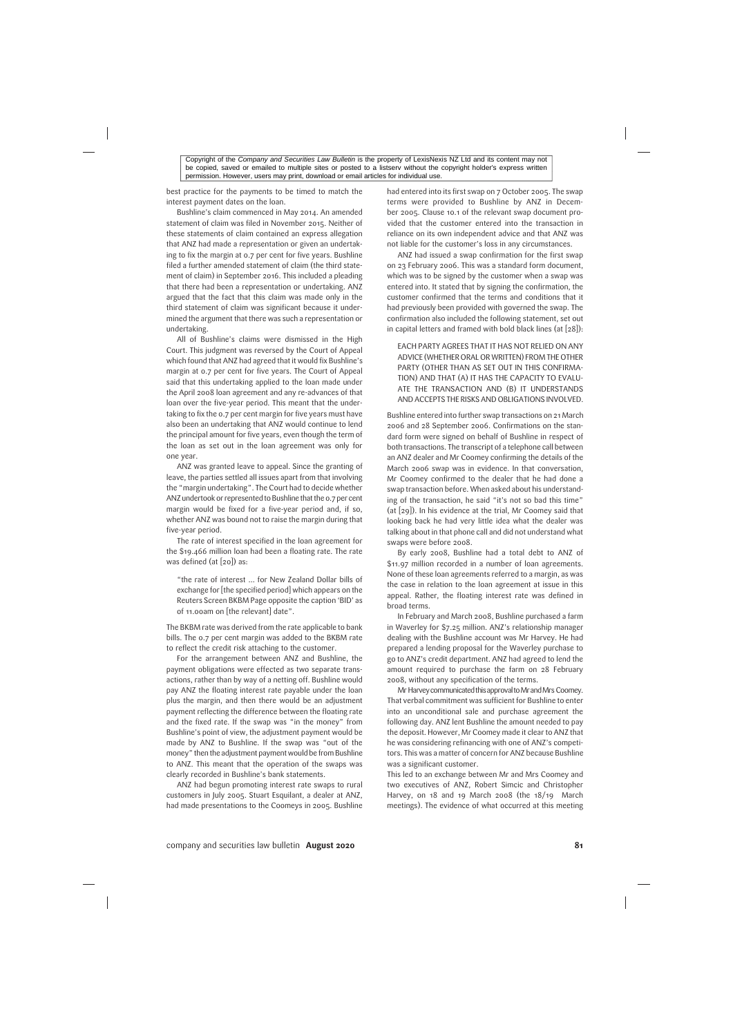best practice for the payments to be timed to match the interest payment dates on the loan.

Bushline's claim commenced in May 2014. An amended statement of claim was filed in November 2015. Neither of these statements of claim contained an express allegation that ANZ had made a representation or given an undertaking to fix the margin at 0.7 per cent for five years. Bushline filed a further amended statement of claim (the third statement of claim) in September 2016. This included a pleading that there had been a representation or undertaking. ANZ argued that the fact that this claim was made only in the third statement of claim was significant because it undermined the argument that there was such a representation or undertaking.

All of Bushline's claims were dismissed in the High Court. This judgment was reversed by the Court of Appeal which found that ANZ had agreed that it would fix Bushline's margin at 0.7 per cent for five years. The Court of Appeal said that this undertaking applied to the loan made under the April 2008 loan agreement and any re-advances of that loan over the five-year period. This meant that the undertaking to fix the 0.7 per cent margin for five years must have also been an undertaking that ANZ would continue to lend the principal amount for five years, even though the term of the loan as set out in the loan agreement was only for one year.

ANZ was granted leave to appeal. Since the granting of leave, the parties settled all issues apart from that involving the "margin undertaking". The Court had to decide whether ANZ undertook or represented to Bushline that the 0.7 per cent margin would be fixed for a five-year period and, if so, whether ANZ was bound not to raise the margin during that five-year period.

The rate of interest specified in the loan agreement for the $19.466 million loan had been a floating rate. The rate was defined (at [20]) as:

> "the rate of interest ... for New Zealand Dollar bills of exchange for [the specified period] which appears on the Reuters Screen BKBM Page opposite the caption 'BID' as of 11.00am on [the relevant] date".

The BKBM rate was derived from the rate applicable to bank bills. The 0.7 per cent margin was added to the BKBM rate to reflect the credit risk attaching to the customer.

For the arrangement between ANZ and Bushline, the payment obligations were effected as two separate transactions, rather than by way of a netting off. Bushline would pay ANZ the floating interest rate payable under the loan plus the margin, and then there would be an adjustment payment reflecting the difference between the floating rate and the fixed rate. If the swap was "in the money" from Bushline's point of view, the adjustment payment would be made by ANZ to Bushline. If the swap was "out of the money" then the adjustment payment would be from Bushline to ANZ. This meant that the operation of the swaps was clearly recorded in Bushline's bank statements.

ANZ had begun promoting interest rate swaps to rural customers in July 2005. Stuart Esquilant, a dealer at ANZ, had made presentations to the Coomeys in 2005. Bushline had entered into its first swap on 7 October 2005. The swap terms were provided to Bushline by ANZ in December 2005. Clause 10.1 of the relevant swap document provided that the customer entered into the transaction in reliance on its own independent advice and that ANZ was not liable for the customer's loss in any circumstances.

ANZ had issued a swap confirmation for the first swap on 23 February 2006. This was a standard form document, which was to be signed by the customer when a swap was entered into. It stated that by signing the confirmation, the customer confirmed that the terms and conditions that it had previously been provided with governed the swap. The confirmation also included the following statement, set out in capital letters and framed with bold black lines (at [28]):

> EACH PARTY AGREES THAT IT HAS NOT RELIED ON ANY ADVICE (WHETHER ORAL OR WRITTEN) FROM THE OTHER PARTY (OTHER THAN AS SET OUT IN THIS CONFIRMATION) AND THAT (A) IT HAS THE CAPACITY TO EVALUATE THE TRANSACTION AND (B) IT UNDERSTANDS AND ACCEPTS THE RISKS AND OBLIGATIONS INVOLVED.

Bushline entered into further swap transactions on 21 March 2006 and 28 September 2006. Confirmations on the standard form were signed on behalf of Bushline in respect of both transactions. The transcript of a telephone call between an ANZ dealer and Mr Coomey confirming the details of the March 2006 swap was in evidence. In that conversation, Mr Coomey confirmed to the dealer that he had done a swap transaction before. When asked about his understanding of the transaction, he said "it's not so bad this time" (at [29]). In his evidence at the trial, Mr Coomey said that looking back he had very little idea what the dealer was talking about in that phone call and did not understand what swaps were before 2008.

By early 2008, Bushline had a total debt to ANZ of $11.97 million recorded in a number of loan agreements. None of these loan agreements referred to a margin, as was the case in relation to the loan agreement at issue in this appeal. Rather, the floating interest rate was defined in broad terms.

In February and March 2008, Bushline purchased a farm in Waverley for $7.25 million. ANZ's relationship manager dealing with the Bushline account was Mr Harvey. He had prepared a lending proposal for the Waverley purchase to go to ANZ's credit department. ANZ had agreed to lend the amount required to purchase the farm on 28 February 2008, without any specification of the terms.

Mr Harvey communicated this approval to Mr and Mrs Coomey. That verbal commitment was sufficient for Bushline to enter into an unconditional sale and purchase agreement the following day. ANZ lent Bushline the amount needed to pay the deposit. However, Mr Coomey made it clear to ANZ that he was considering refinancing with one of ANZ's competitors. This was a matter of concern for ANZ because Bushline was a significant customer.

This led to an exchange between Mr and Mrs Coomey and two executives of ANZ, Robert Simcic and Christopher Harvey, on 18 and 19 March 2008 (the 18/19 March meetings). The evidence of what occurred at this meeting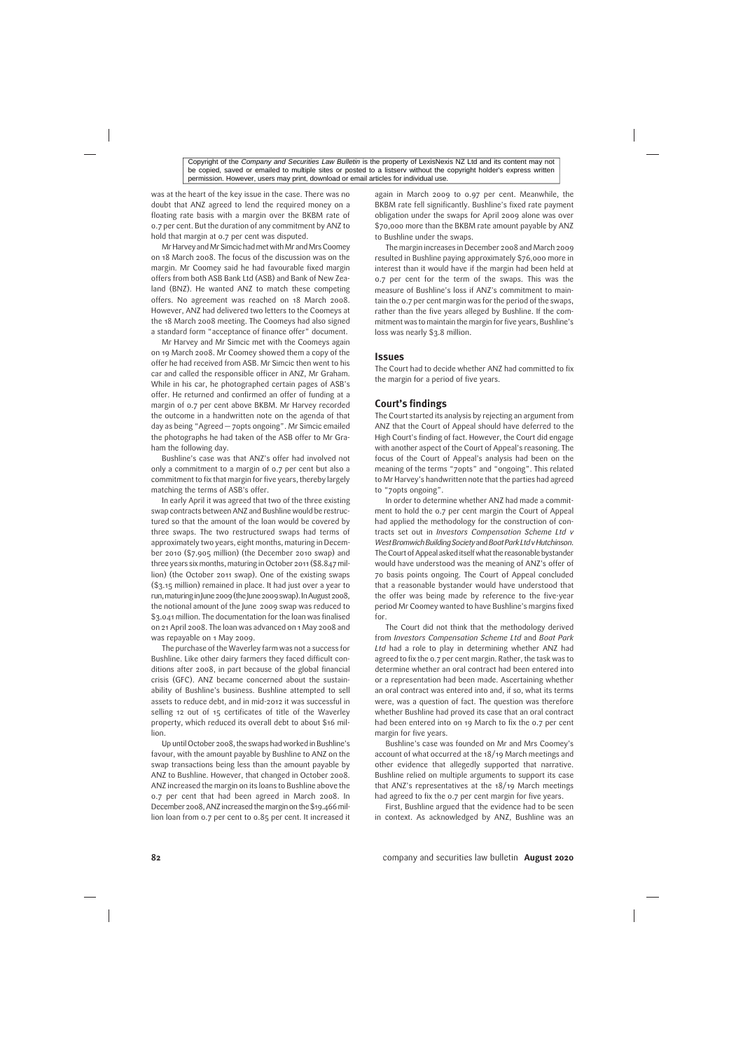was at the heart of the key issue in the case. There was no doubt that ANZ agreed to lend the required money on a floating rate basis with a margin over the BKBM rate of 0.7 per cent. But the duration of any commitment by ANZ to hold that margin at 0.7 per cent was disputed.

Mr Harvey and Mr Simcic had met with Mr and Mrs Coomey on 18 March 2008. The focus of the discussion was on the margin. Mr Coomey said he had favourable fixed margin offers from both ASB Bank Ltd (ASB) and Bank of New Zealand (BNZ). He wanted ANZ to match these competing offers. No agreement was reached on 18 March 2008. However, ANZ had delivered two letters to the Coomeys at the 18 March 2008 meeting. The Coomeys had also signed a standard form "acceptance of finance offer" document.

Mr Harvey and Mr Simcic met with the Coomeys again on 19 March 2008. Mr Coomey showed them a copy of the offer he had received from ASB. Mr Simcic then went to his car and called the responsible officer in ANZ, Mr Graham. While in his car, he photographed certain pages of ASB's offer. He returned and confirmed an offer of funding at a margin of 0.7 per cent above BKBM. Mr Harvey recorded the outcome in a handwritten note on the agenda of that day as being "Agreed — 70pts ongoing". Mr Simcic emailed the photographs he had taken of the ASB offer to Mr Graham the following day.

Bushline's case was that ANZ's offer had involved not only a commitment to a margin of 0.7 per cent but also a commitment to fix that margin for five years, thereby largely matching the terms of ASB's offer.

In early April it was agreed that two of the three existing swap contracts between ANZ and Bushline would be restructured so that the amount of the loan would be covered by three swaps. The two restructured swaps had terms of approximately two years, eight months, maturing in December 2010 ($7.905 million) (the December 2010 swap) and three years six months, maturing in October 2011 ($8.847 million) (the October 2011 swap). One of the existing swaps ($3.15 million) remained in place. It had just over a year to run, maturing in June 2009 (the June 2009 swap). In August 2008, the notional amount of the June 2009 swap was reduced to $3.041 million. The documentation for the loan was finalised on 21 April 2008. The loan was advanced on 1 May 2008 and was repayable on 1 May 2009.

The purchase of the Waverley farm was not a success for Bushline. Like other dairy farmers they faced difficult conditions after 2008, in part because of the global financial crisis (GFC). ANZ became concerned about the sustainability of Bushline's business. Bushline attempted to sell assets to reduce debt, and in mid-2012 it was successful in selling 12 out of 15 certificates of title of the Waverley property, which reduced its overall debt to about $16 million.

Up until October 2008, the swaps had worked in Bushline's favour, with the amount payable by Bushline to ANZ on the swap transactions being less than the amount payable by ANZ to Bushline. However, that changed in October 2008. ANZ increased the margin on its loans to Bushline above the 0.7 per cent that had been agreed in March 2008. In December 2008, ANZ increased the margin on the $19.466 million loan from 0.7 per cent to 0.85 per cent. It increased it again in March 2009 to 0.97 per cent. Meanwhile, the BKBM rate fell significantly. Bushline's fixed rate payment obligation under the swaps for April 2009 alone was over $70,000 more than the BKBM rate amount payable by ANZ to Bushline under the swaps.

The margin increases in December 2008 and March 2009 resulted in Bushline paying approximately $76,000 more in interest than it would have if the margin had been held at 0.7 per cent for the term of the swaps. This was the measure of Bushline's loss if ANZ's commitment to maintain the 0.7 per cent margin was for the period of the swaps, rather than the five years alleged by Bushline. If the commitment was to maintain the margin for five years, Bushline's loss was nearly $3.8 million.

## Issues

The Court had to decide whether ANZ had committed to fix the margin for a period of five years.

## Court's findings

The Court started its analysis by rejecting an argument from ANZ that the Court of Appeal should have deferred to the High Court's finding of fact. However, the Court did engage with another aspect of the Court of Appeal's reasoning. The focus of the Court of Appeal's analysis had been on the meaning of the terms "70pts" and "ongoing". This related to Mr Harvey's handwritten note that the parties had agreed to "70pts ongoing".

In order to determine whether ANZ had made a commitment to hold the 0.7 per cent margin the Court of Appeal had applied the methodology for the construction of contracts set out in *Investors Compensation Scheme Ltd v West Bromwich Building Society* and *Boat Park Ltd v Hutchinson*. The Court of Appeal asked itself what the reasonable bystander would have understood was the meaning of ANZ's offer of 70 basis points ongoing. The Court of Appeal concluded that a reasonable bystander would have understood that the offer was being made by reference to the five-year period Mr Coomey wanted to have Bushline's margins fixed for.

The Court did not think that the methodology derived from *Investors Compensation Scheme Ltd* and *Boat Park Ltd* had a role to play in determining whether ANZ had agreed to fix the 0.7 per cent margin. Rather, the task was to determine whether an oral contract had been entered into or a representation had been made. Ascertaining whether an oral contract was entered into and, if so, what its terms were, was a question of fact. The question was therefore whether Bushline had proved its case that an oral contract had been entered into on 19 March to fix the 0.7 per cent margin for five years.

Bushline's case was founded on Mr and Mrs Coomey's account of what occurred at the 18/19 March meetings and other evidence that allegedly supported that narrative. Bushline relied on multiple arguments to support its case that ANZ's representatives at the 18/19 March meetings had agreed to fix the 0.7 per cent margin for five years.

First, Bushline argued that the evidence had to be seen in context. As acknowledged by ANZ, Bushline was an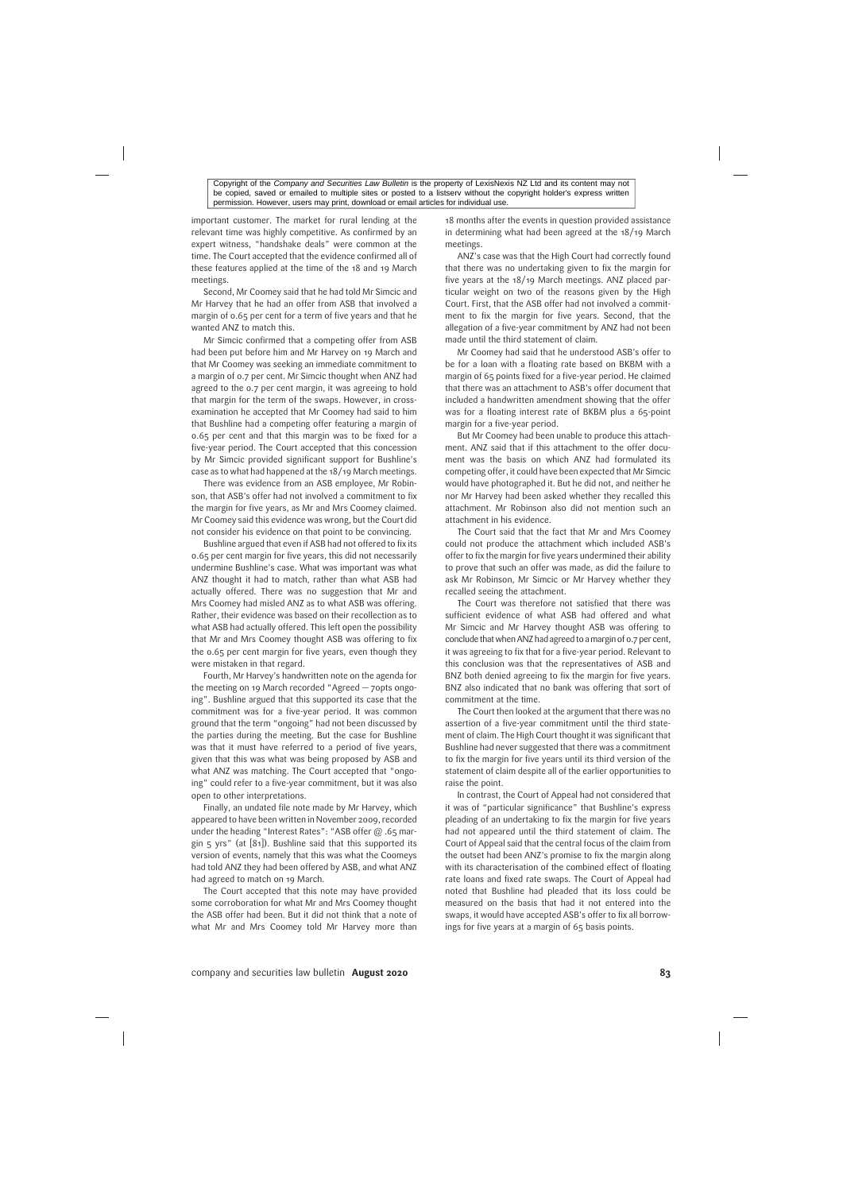important customer. The market for rural lending at the relevant time was highly competitive. As confirmed by an expert witness, "handshake deals" were common at the time. The Court accepted that the evidence confirmed all of these features applied at the time of the 18 and 19 March meetings.

Second, Mr Coomey said that he had told Mr Simcic and Mr Harvey that he had an offer from ASB that involved a margin of 0.65 per cent for a term of five years and that he wanted ANZ to match this.

Mr Simcic confirmed that a competing offer from ASB had been put before him and Mr Harvey on 19 March and that Mr Coomey was seeking an immediate commitment to a margin of 0.7 per cent. Mr Simcic thought when ANZ had agreed to the 0.7 per cent margin, it was agreeing to hold that margin for the term of the swaps. However, in cross-examination he accepted that Mr Coomey had said to him that Bushline had a competing offer featuring a margin of 0.65 per cent and that this margin was to be fixed for a five-year period. The Court accepted that this concession by Mr Simcic provided significant support for Bushline's case as to what had happened at the 18/19 March meetings.

There was evidence from an ASB employee, Mr Robinson, that ASB's offer had not involved a commitment to fix the margin for five years, as Mr and Mrs Coomey claimed. Mr Coomey said this evidence was wrong, but the Court did not consider his evidence on that point to be convincing.

Bushline argued that even if ASB had not offered to fix its 0.65 per cent margin for five years, this did not necessarily undermine Bushline's case. What was important was what ANZ thought it had to match, rather than what ASB had actually offered. There was no suggestion that Mr and Mrs Coomey had misled ANZ as to what ASB was offering. Rather, their evidence was based on their recollection as to what ASB had actually offered. This left open the possibility that Mr and Mrs Coomey thought ASB was offering to fix the 0.65 per cent margin for five years, even though they were mistaken in that regard.

Fourth, Mr Harvey's handwritten note on the agenda for the meeting on 19 March recorded "Agreed — 70pts ongoing". Bushline argued that this supported its case that the commitment was for a five-year period. It was common ground that the term "ongoing" had not been discussed by the parties during the meeting. But the case for Bushline was that it must have referred to a period of five years, given that this was what was being proposed by ASB and what ANZ was matching. The Court accepted that "ongoing" could refer to a five-year commitment, but it was also open to other interpretations.

Finally, an undated file note made by Mr Harvey, which appeared to have been written in November 2009, recorded under the heading "Interest Rates": "ASB offer @ .65 margin 5 yrs" (at [81]). Bushline said that this supported its version of events, namely that this was what the Coomeys had told ANZ they had been offered by ASB, and what ANZ had agreed to match on 19 March.

The Court accepted that this note may have provided some corroboration for what Mr and Mrs Coomey thought the ASB offer had been. But it did not think that a note of what Mr and Mrs Coomey told Mr Harvey more than 18 months after the events in question provided assistance in determining what had been agreed at the 18/19 March meetings.

ANZ's case was that the High Court had correctly found that there was no undertaking given to fix the margin for five years at the 18/19 March meetings. ANZ placed particular weight on two of the reasons given by the High Court. First, that the ASB offer had not involved a commitment to fix the margin for five years. Second, that the allegation of a five-year commitment by ANZ had not been made until the third statement of claim.

Mr Coomey had said that he understood ASB's offer to be for a loan with a floating rate based on BKBM with a margin of 65 points fixed for a five-year period. He claimed that there was an attachment to ASB's offer document that included a handwritten amendment showing that the offer was for a floating interest rate of BKBM plus a 65-point margin for a five-year period.

But Mr Coomey had been unable to produce this attachment. ANZ said that if this attachment to the offer document was the basis on which ANZ had formulated its competing offer, it could have been expected that Mr Simcic would have photographed it. But he did not, and neither he nor Mr Harvey had been asked whether they recalled this attachment. Mr Robinson also did not mention such an attachment in his evidence.

The Court said that the fact that Mr and Mrs Coomey could not produce the attachment which included ASB's offer to fix the margin for five years undermined their ability to prove that such an offer was made, as did the failure to ask Mr Robinson, Mr Simcic or Mr Harvey whether they recalled seeing the attachment.

The Court was therefore not satisfied that there was sufficient evidence of what ASB had offered and what Mr Simcic and Mr Harvey thought ASB was offering to conclude that when ANZ had agreed to a margin of 0.7 per cent, it was agreeing to fix that for a five-year period. Relevant to this conclusion was that the representatives of ASB and BNZ both denied agreeing to fix the margin for five years. BNZ also indicated that no bank was offering that sort of commitment at the time.

The Court then looked at the argument that there was no assertion of a five-year commitment until the third statement of claim. The High Court thought it was significant that Bushline had never suggested that there was a commitment to fix the margin for five years until its third version of the statement of claim despite all of the earlier opportunities to raise the point.

In contrast, the Court of Appeal had not considered that it was of "particular significance" that Bushline's express pleading of an undertaking to fix the margin for five years had not appeared until the third statement of claim. The Court of Appeal said that the central focus of the claim from the outset had been ANZ's promise to fix the margin along with its characterisation of the combined effect of floating rate loans and fixed rate swaps. The Court of Appeal had noted that Bushline had pleaded that its loss could be measured on the basis that had it not entered into the swaps, it would have accepted ASB's offer to fix all borrowings for five years at a margin of 65 basis points.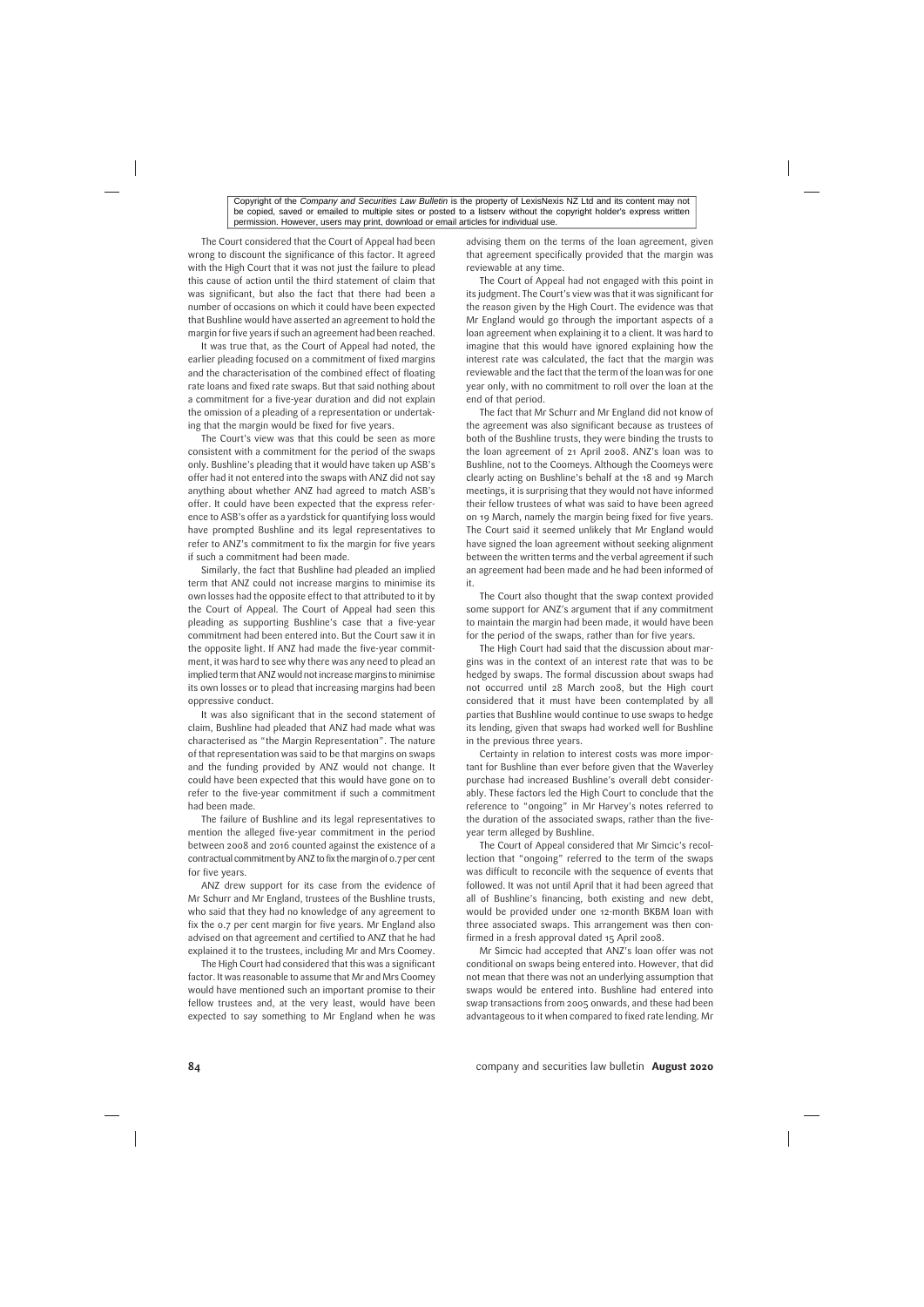The Court considered that the Court of Appeal had been wrong to discount the significance of this factor. It agreed with the High Court that it was not just the failure to plead this cause of action until the third statement of claim that was significant, but also the fact that there had been a number of occasions on which it could have been expected that Bushline would have asserted an agreement to hold the margin for five years if such an agreement had been reached.

It was true that, as the Court of Appeal had noted, the earlier pleading focused on a commitment of fixed margins and the characterisation of the combined effect of floating rate loans and fixed rate swaps. But that said nothing about a commitment for a five-year duration and did not explain the omission of a pleading of a representation or undertaking that the margin would be fixed for five years.

The Court's view was that this could be seen as more consistent with a commitment for the period of the swaps only. Bushline's pleading that it would have taken up ASB's offer had it not entered into the swaps with ANZ did not say anything about whether ANZ had agreed to match ASB's offer. It could have been expected that the express reference to ASB's offer as a yardstick for quantifying loss would have prompted Bushline and its legal representatives to refer to ANZ's commitment to fix the margin for five years if such a commitment had been made.

Similarly, the fact that Bushline had pleaded an implied term that ANZ could not increase margins to minimise its own losses had the opposite effect to that attributed to it by the Court of Appeal. The Court of Appeal had seen this pleading as supporting Bushline's case that a five-year commitment had been entered into. But the Court saw it in the opposite light. If ANZ had made the five-year commitment, it was hard to see why there was any need to plead an implied term that ANZ would not increase margins to minimise its own losses or to plead that increasing margins had been oppressive conduct.

It was also significant that in the second statement of claim, Bushline had pleaded that ANZ had made what was characterised as "the Margin Representation". The nature of that representation was said to be that margins on swaps and the funding provided by ANZ would not change. It could have been expected that this would have gone on to refer to the five-year commitment if such a commitment had been made.

The failure of Bushline and its legal representatives to mention the alleged five-year commitment in the period between 2008 and 2016 counted against the existence of a contractual commitment by ANZ to fix the margin of 0.7 per cent for five years.

ANZ drew support for its case from the evidence of Mr Schurr and Mr England, trustees of the Bushline trusts, who said that they had no knowledge of any agreement to fix the 0.7 per cent margin for five years. Mr England also advised on that agreement and certified to ANZ that he had explained it to the trustees, including Mr and Mrs Coomey.

The High Court had considered that this was a significant factor. It was reasonable to assume that Mr and Mrs Coomey would have mentioned such an important promise to their fellow trustees and, at the very least, would have been expected to say something to Mr England when he was advising them on the terms of the loan agreement, given that agreement specifically provided that the margin was reviewable at any time.

The Court of Appeal had not engaged with this point in its judgment. The Court's view was that it was significant for the reason given by the High Court. The evidence was that Mr England would go through the important aspects of a loan agreement when explaining it to a client. It was hard to imagine that this would have ignored explaining how the interest rate was calculated, the fact that the margin was reviewable and the fact that the term of the loan was for one year only, with no commitment to roll over the loan at the end of that period.

The fact that Mr Schurr and Mr England did not know of the agreement was also significant because as trustees of both of the Bushline trusts, they were binding the trusts to the loan agreement of 21 April 2008. ANZ's loan was to Bushline, not to the Coomeys. Although the Coomeys were clearly acting on Bushline's behalf at the 18 and 19 March meetings, it is surprising that they would not have informed their fellow trustees of what was said to have been agreed on 19 March, namely the margin being fixed for five years. The Court said it seemed unlikely that Mr England would have signed the loan agreement without seeking alignment between the written terms and the verbal agreement if such an agreement had been made and he had been informed of it.

The Court also thought that the swap context provided some support for ANZ's argument that if any commitment to maintain the margin had been made, it would have been for the period of the swaps, rather than for five years.

The High Court had said that the discussion about margins was in the context of an interest rate that was to be hedged by swaps. The formal discussion about swaps had not occurred until 28 March 2008, but the High court considered that it must have been contemplated by all parties that Bushline would continue to use swaps to hedge its lending, given that swaps had worked well for Bushline in the previous three years.

Certainty in relation to interest costs was more important for Bushline than ever before given that the Waverley purchase had increased Bushline's overall debt considerably. These factors led the High Court to conclude that the reference to "ongoing" in Mr Harvey's notes referred to the duration of the associated swaps, rather than the five-year term alleged by Bushline.

The Court of Appeal considered that Mr Simcic's recollection that "ongoing" referred to the term of the swaps was difficult to reconcile with the sequence of events that followed. It was not until April that it had been agreed that all of Bushline's financing, both existing and new debt, would be provided under one 12-month BKBM loan with three associated swaps. This arrangement was then confirmed in a fresh approval dated 15 April 2008.

Mr Simcic had accepted that ANZ's loan offer was not conditional on swaps being entered into. However, that did not mean that there was not an underlying assumption that swaps would be entered into. Bushline had entered into swap transactions from 2005 onwards, and these had been advantageous to it when compared to fixed rate lending. Mr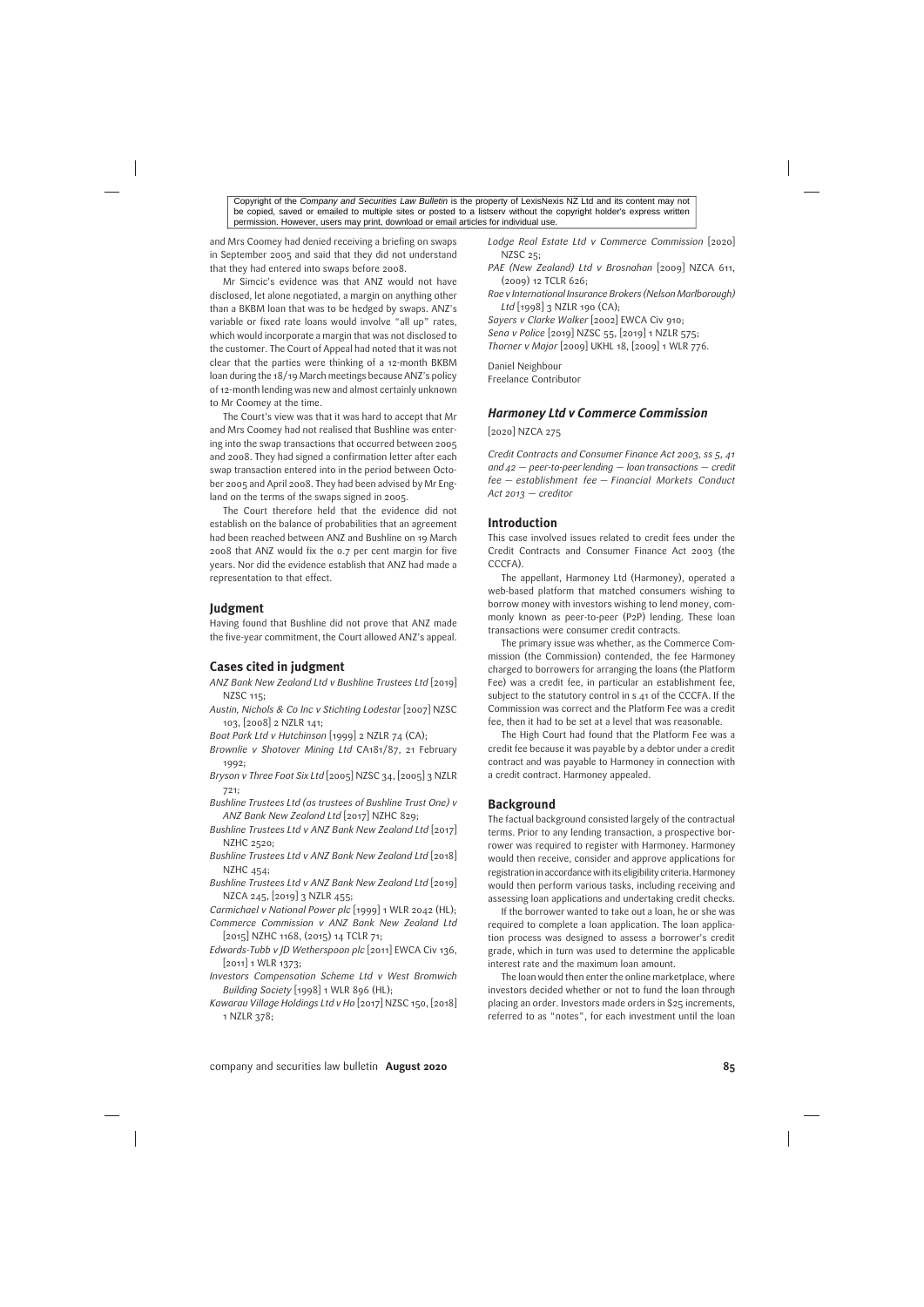and Mrs Coomey had denied receiving a briefing on swaps in September 2005 and said that they did not understand that they had entered into swaps before 2008.

Mr Simcic's evidence was that ANZ would not have disclosed, let alone negotiated, a margin on anything other than a BKBM loan that was to be hedged by swaps. ANZ's variable or fixed rate loans would involve "all up" rates, which would incorporate a margin that was not disclosed to the customer. The Court of Appeal had noted that it was not clear that the parties were thinking of a 12-month BKBM loan during the 18/19 March meetings because ANZ's policy of 12-month lending was new and almost certainly unknown to Mr Coomey at the time.

The Court's view was that it was hard to accept that Mr and Mrs Coomey had not realised that Bushline was entering into the swap transactions that occurred between 2005 and 2008. They had signed a confirmation letter after each swap transaction entered into in the period between October 2005 and April 2008. They had been advised by Mr England on the terms of the swaps signed in 2005.

The Court therefore held that the evidence did not establish on the balance of probabilities that an agreement had been reached between ANZ and Bushline on 19 March 2008 that ANZ would fix the 0.7 per cent margin for five years. Nor did the evidence establish that ANZ had made a representation to that effect.

## Judgment

Having found that Bushline did not prove that ANZ made the five-year commitment, the Court allowed ANZ's appeal.

## Cases cited in judgment

*ANZ Bank New Zealand Ltd v Bushline Trustees Ltd* [2019] NZSC 115;

*Austin, Nichols & Co Inc v Stichting Lodestar* [2007] NZSC 103, [2008] 2 NZLR 141;

*Boat Park Ltd v Hutchinson* [1999] 2 NZLR 74 (CA);

*Brownlie v Shotover Mining Ltd* CA181/87, 21 February 1992;

*Bryson v Three Foot Six Ltd* [2005] NZSC 34, [2005] 3 NZLR 721;

*Bushline Trustees Ltd (as trustees of Bushline Trust One) v ANZ Bank New Zealand Ltd* [2017] NZHC 829;

*Bushline Trustees Ltd v ANZ Bank New Zealand Ltd* [2017] NZHC 2520;

*Bushline Trustees Ltd v ANZ Bank New Zealand Ltd* [2018] NZHC 454;

*Bushline Trustees Ltd v ANZ Bank New Zealand Ltd* [2019] NZCA 245, [2019] 3 NZLR 455;

*Carmichael v National Power plc* [1999] 1 WLR 2042 (HL);

*Commerce Commission v ANZ Bank New Zealand Ltd* [2015] NZHC 1168, (2015) 14 TCLR 71;

*Edwards-Tubb v JD Wetherspoon plc* [2011] EWCA Civ 136, [2011] 1 WLR 1373;

*Investors Compensation Scheme Ltd v West Bromwich Building Society* [1998] 1 WLR 896 (HL);

*Kawarau Village Holdings Ltd v Ho* [2017] NZSC 150, [2018] 1 NZLR 378;

*Lodge Real Estate Ltd v Commerce Commission* [2020] NZSC 25;

*PAE (New Zealand) Ltd v Brosnahan* [2009] NZCA 611, (2009) 12 TCLR 626;

*Rae v International Insurance Brokers (Nelson Marlborough) Ltd* [1998] 3 NZLR 190 (CA);

*Sayers v Clarke Walker* [2002] EWCA Civ 910;

*Sena v Police* [2019] NZSC 55, [2019] 1 NZLR 575;

*Thorner v Major* [2009] UKHL 18, [2009] 1 WLR 776.

Daniel Neighbour
Freelance Contributor

## *Harmoney Ltd v Commerce Commission*

[2020] NZCA 275

*Credit Contracts and Consumer Finance Act 2003, ss 5, 41 and 42 — peer-to-peer lending — loan transactions — credit fee — establishment fee — Financial Markets Conduct Act 2013 — creditor*

## Introduction

This case involved issues related to credit fees under the Credit Contracts and Consumer Finance Act 2003 (the CCCFA).

The appellant, Harmoney Ltd (Harmoney), operated a web-based platform that matched consumers wishing to borrow money with investors wishing to lend money, commonly known as peer-to-peer (P2P) lending. These loan transactions were consumer credit contracts.

The primary issue was whether, as the Commerce Commission (the Commission) contended, the fee Harmoney charged to borrowers for arranging the loans (the Platform Fee) was a credit fee, in particular an establishment fee, subject to the statutory control in s 41 of the CCCFA. If the Commission was correct and the Platform Fee was a credit fee, then it had to be set at a level that was reasonable.

The High Court had found that the Platform Fee was a credit fee because it was payable by a debtor under a credit contract and was payable to Harmoney in connection with a credit contract. Harmoney appealed.

## Background

The factual background consisted largely of the contractual terms. Prior to any lending transaction, a prospective borrower was required to register with Harmoney. Harmoney would then receive, consider and approve applications for registration in accordance with its eligibility criteria. Harmoney would then perform various tasks, including receiving and assessing loan applications and undertaking credit checks.

If the borrower wanted to take out a loan, he or she was required to complete a loan application. The loan application process was designed to assess a borrower's credit grade, which in turn was used to determine the applicable interest rate and the maximum loan amount.

The loan would then enter the online marketplace, where investors decided whether or not to fund the loan through placing an order. Investors made orders in $25 increments, referred to as "notes", for each investment until the loan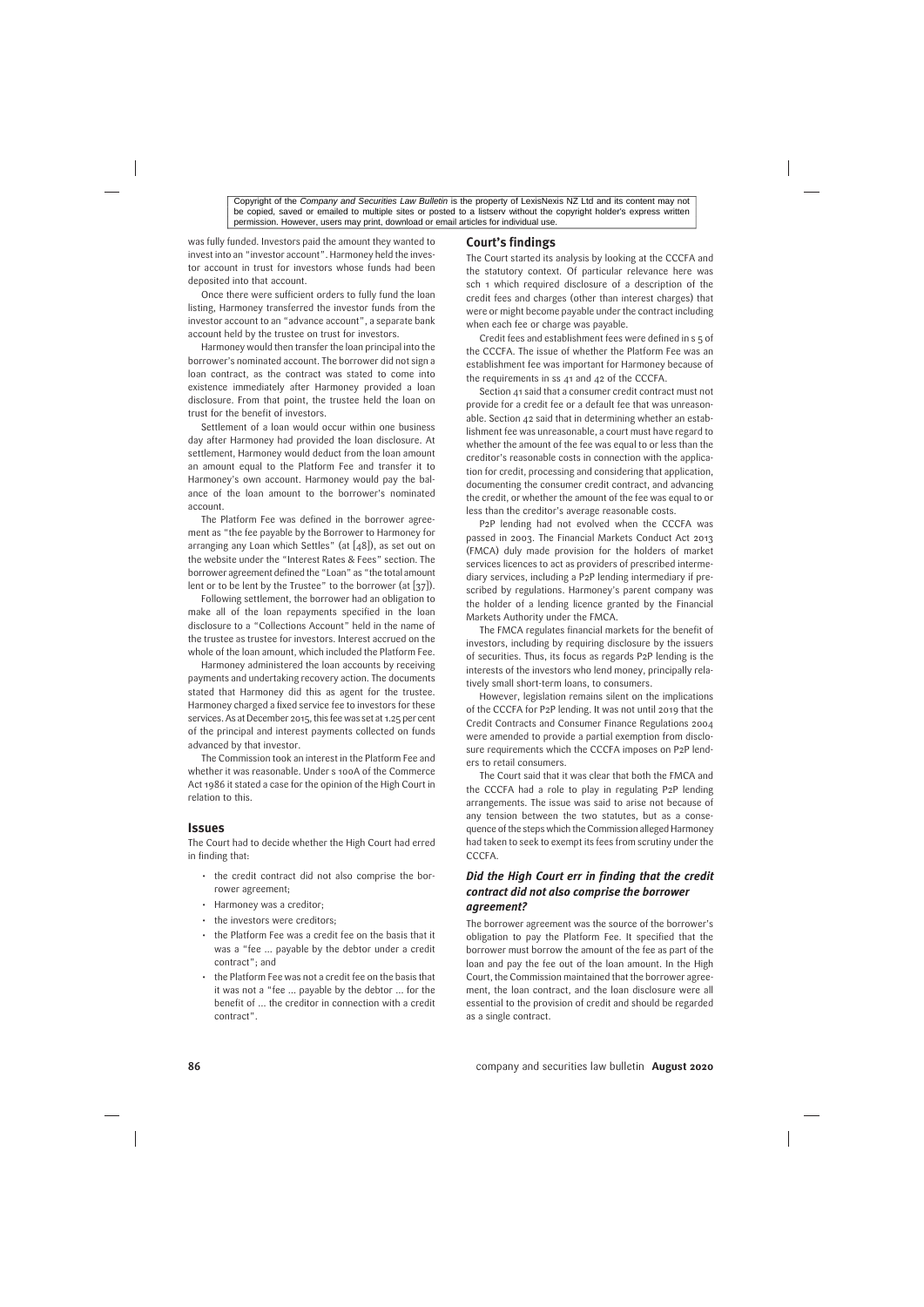was fully funded. Investors paid the amount they wanted to invest into an "investor account". Harmoney held the investor account in trust for investors whose funds had been deposited into that account.

Once there were sufficient orders to fully fund the loan listing, Harmoney transferred the investor funds from the investor account to an "advance account", a separate bank account held by the trustee on trust for investors.

Harmoney would then transfer the loan principal into the borrower's nominated account. The borrower did not sign a loan contract, as the contract was stated to come into existence immediately after Harmoney provided a loan disclosure. From that point, the trustee held the loan on trust for the benefit of investors.

Settlement of a loan would occur within one business day after Harmoney had provided the loan disclosure. At settlement, Harmoney would deduct from the loan amount an amount equal to the Platform Fee and transfer it to Harmoney's own account. Harmoney would pay the balance of the loan amount to the borrower's nominated account.

The Platform Fee was defined in the borrower agreement as "the fee payable by the Borrower to Harmoney for arranging any Loan which Settles" (at [48]), as set out on the website under the "Interest Rates & Fees" section. The borrower agreement defined the "Loan" as "the total amount lent or to be lent by the Trustee" to the borrower (at [37]).

Following settlement, the borrower had an obligation to make all of the loan repayments specified in the loan disclosure to a "Collections Account" held in the name of the trustee as trustee for investors. Interest accrued on the whole of the loan amount, which included the Platform Fee.

Harmoney administered the loan accounts by receiving payments and undertaking recovery action. The documents stated that Harmoney did this as agent for the trustee. Harmoney charged a fixed service fee to investors for these services. As at December 2015, this fee was set at 1.25 per cent of the principal and interest payments collected on funds advanced by that investor.

The Commission took an interest in the Platform Fee and whether it was reasonable. Under s 100A of the Commerce Act 1986 it stated a case for the opinion of the High Court in relation to this.

## Issues

The Court had to decide whether the High Court had erred in finding that:

- the credit contract did not also comprise the borrower agreement;
- Harmoney was a creditor;
- the investors were creditors;
- the Platform Fee was a credit fee on the basis that it was a "fee ... payable by the debtor under a credit contract"; and
- the Platform Fee was not a credit fee on the basis that it was not a "fee ... payable by the debtor ... for the benefit of ... the creditor in connection with a credit contract".

## Court's findings

The Court started its analysis by looking at the CCCFA and the statutory context. Of particular relevance here was sch 1 which required disclosure of a description of the credit fees and charges (other than interest charges) that were or might become payable under the contract including when each fee or charge was payable.

Credit fees and establishment fees were defined in s 5 of the CCCFA. The issue of whether the Platform Fee was an establishment fee was important for Harmoney because of the requirements in ss 41 and 42 of the CCCFA.

Section 41 said that a consumer credit contract must not provide for a credit fee or a default fee that was unreasonable. Section 42 said that in determining whether an establishment fee was unreasonable, a court must have regard to whether the amount of the fee was equal to or less than the creditor's reasonable costs in connection with the application for credit, processing and considering that application, documenting the consumer credit contract, and advancing the credit, or whether the amount of the fee was equal to or less than the creditor's average reasonable costs.

P2P lending had not evolved when the CCCFA was passed in 2003. The Financial Markets Conduct Act 2013 (FMCA) duly made provision for the holders of market services licences to act as providers of prescribed intermediary services, including a P2P lending intermediary if prescribed by regulations. Harmoney's parent company was the holder of a lending licence granted by the Financial Markets Authority under the FMCA.

The FMCA regulates financial markets for the benefit of investors, including by requiring disclosure by the issuers of securities. Thus, its focus as regards P2P lending is the interests of the investors who lend money, principally relatively small short-term loans, to consumers.

However, legislation remains silent on the implications of the CCCFA for P2P lending. It was not until 2019 that the Credit Contracts and Consumer Finance Regulations 2004 were amended to provide a partial exemption from disclosure requirements which the CCCFA imposes on P2P lenders to retail consumers.

The Court said that it was clear that both the FMCA and the CCCFA had a role to play in regulating P2P lending arrangements. The issue was said to arise not because of any tension between the two statutes, but as a consequence of the steps which the Commission alleged Harmoney had taken to seek to exempt its fees from scrutiny under the CCCFA.

### *Did the High Court err in finding that the credit contract did not also comprise the borrower agreement?*

The borrower agreement was the source of the borrower's obligation to pay the Platform Fee. It specified that the borrower must borrow the amount of the fee as part of the loan and pay the fee out of the loan amount. In the High Court, the Commission maintained that the borrower agreement, the loan contract, and the loan disclosure were all essential to the provision of credit and should be regarded as a single contract.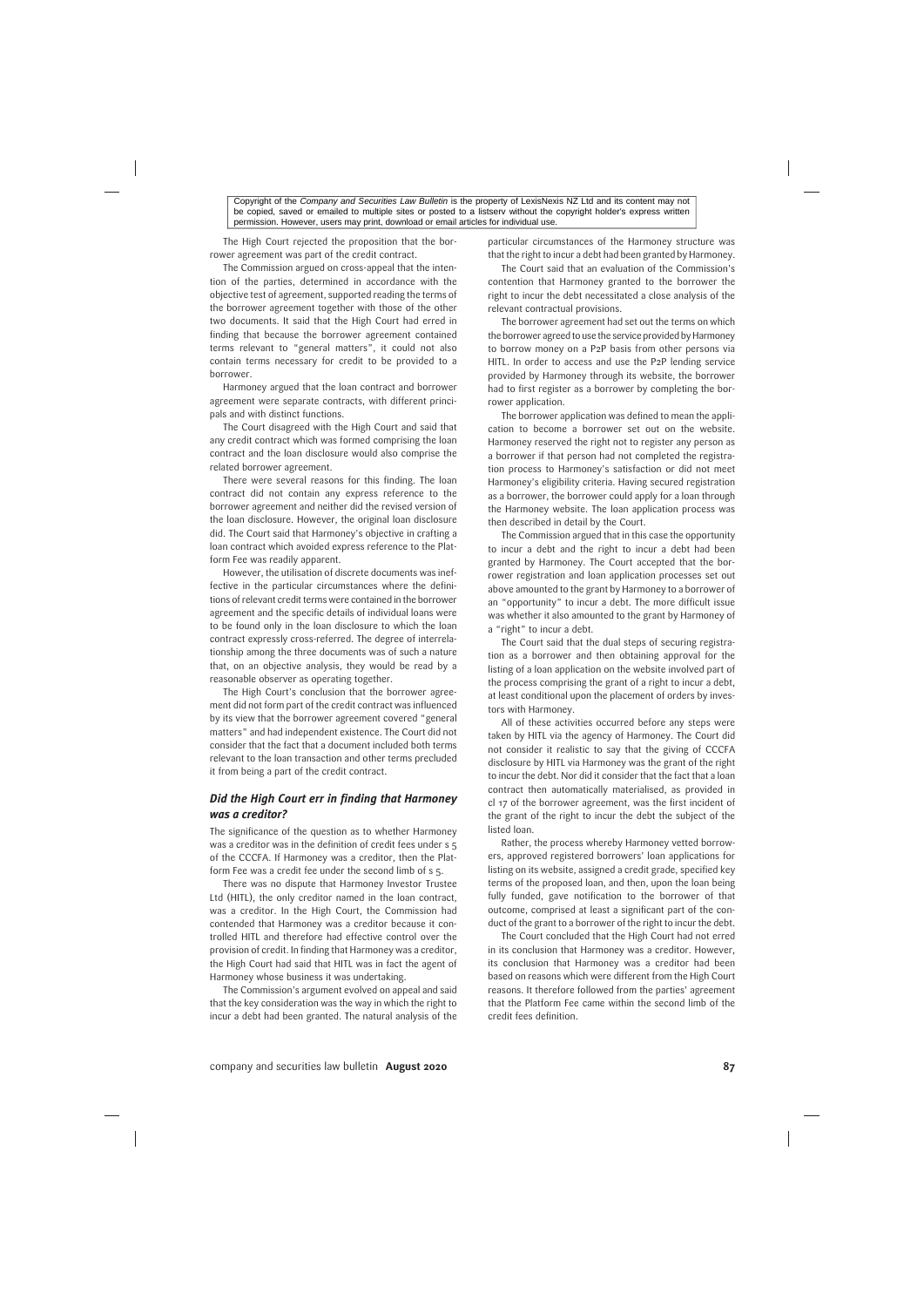The High Court rejected the proposition that the borrower agreement was part of the credit contract.

The Commission argued on cross-appeal that the intention of the parties, determined in accordance with the objective test of agreement, supported reading the terms of the borrower agreement together with those of the other two documents. It said that the High Court had erred in finding that because the borrower agreement contained terms relevant to "general matters", it could not also contain terms necessary for credit to be provided to a borrower.

Harmoney argued that the loan contract and borrower agreement were separate contracts, with different principals and with distinct functions.

The Court disagreed with the High Court and said that any credit contract which was formed comprising the loan contract and the loan disclosure would also comprise the related borrower agreement.

There were several reasons for this finding. The loan contract did not contain any express reference to the borrower agreement and neither did the revised version of the loan disclosure. However, the original loan disclosure did. The Court said that Harmoney's objective in crafting a loan contract which avoided express reference to the Platform Fee was readily apparent.

However, the utilisation of discrete documents was ineffective in the particular circumstances where the definitions of relevant credit terms were contained in the borrower agreement and the specific details of individual loans were to be found only in the loan disclosure to which the loan contract expressly cross-referred. The degree of interrelationship among the three documents was of such a nature that, on an objective analysis, they would be read by a reasonable observer as operating together.

The High Court's conclusion that the borrower agreement did not form part of the credit contract was influenced by its view that the borrower agreement covered "general matters" and had independent existence. The Court did not consider that the fact that a document included both terms relevant to the loan transaction and other terms precluded it from being a part of the credit contract.

### *Did the High Court err in finding that Harmoney was a creditor?*

The significance of the question as to whether Harmoney was a creditor was in the definition of credit fees under s 5 of the CCCFA. If Harmoney was a creditor, then the Platform Fee was a credit fee under the second limb of s 5.

There was no dispute that Harmoney Investor Trustee Ltd (HITL), the only creditor named in the loan contract, was a creditor. In the High Court, the Commission had contended that Harmoney was a creditor because it controlled HITL and therefore had effective control over the provision of credit. In finding that Harmoney was a creditor, the High Court had said that HITL was in fact the agent of Harmoney whose business it was undertaking.

The Commission's argument evolved on appeal and said that the key consideration was the way in which the right to incur a debt had been granted. The natural analysis of the particular circumstances of the Harmoney structure was that the right to incur a debt had been granted by Harmoney.

The Court said that an evaluation of the Commission's contention that Harmoney granted to the borrower the right to incur the debt necessitated a close analysis of the relevant contractual provisions.

The borrower agreement had set out the terms on which the borrower agreed to use the service provided by Harmoney to borrow money on a P2P basis from other persons via HITL. In order to access and use the P2P lending service provided by Harmoney through its website, the borrower had to first register as a borrower by completing the borrower application.

The borrower application was defined to mean the application to become a borrower set out on the website. Harmoney reserved the right not to register any person as a borrower if that person had not completed the registration process to Harmoney's satisfaction or did not meet Harmoney's eligibility criteria. Having secured registration as a borrower, the borrower could apply for a loan through the Harmoney website. The loan application process was then described in detail by the Court.

The Commission argued that in this case the opportunity to incur a debt and the right to incur a debt had been granted by Harmoney. The Court accepted that the borrower registration and loan application processes set out above amounted to the grant by Harmoney to a borrower of an "opportunity" to incur a debt. The more difficult issue was whether it also amounted to the grant by Harmoney of a "right" to incur a debt.

The Court said that the dual steps of securing registration as a borrower and then obtaining approval for the listing of a loan application on the website involved part of the process comprising the grant of a right to incur a debt, at least conditional upon the placement of orders by investors with Harmoney.

All of these activities occurred before any steps were taken by HITL via the agency of Harmoney. The Court did not consider it realistic to say that the giving of CCCFA disclosure by HITL via Harmoney was the grant of the right to incur the debt. Nor did it consider that the fact that a loan contract then automatically materialised, as provided in cl 17 of the borrower agreement, was the first incident of the grant of the right to incur the debt the subject of the listed loan.

Rather, the process whereby Harmoney vetted borrowers, approved registered borrowers' loan applications for listing on its website, assigned a credit grade, specified key terms of the proposed loan, and then, upon the loan being fully funded, gave notification to the borrower of that outcome, comprised at least a significant part of the conduct of the grant to a borrower of the right to incur the debt.

The Court concluded that the High Court had not erred in its conclusion that Harmoney was a creditor. However, its conclusion that Harmoney was a creditor had been based on reasons which were different from the High Court reasons. It therefore followed from the parties' agreement that the Platform Fee came within the second limb of the credit fees definition.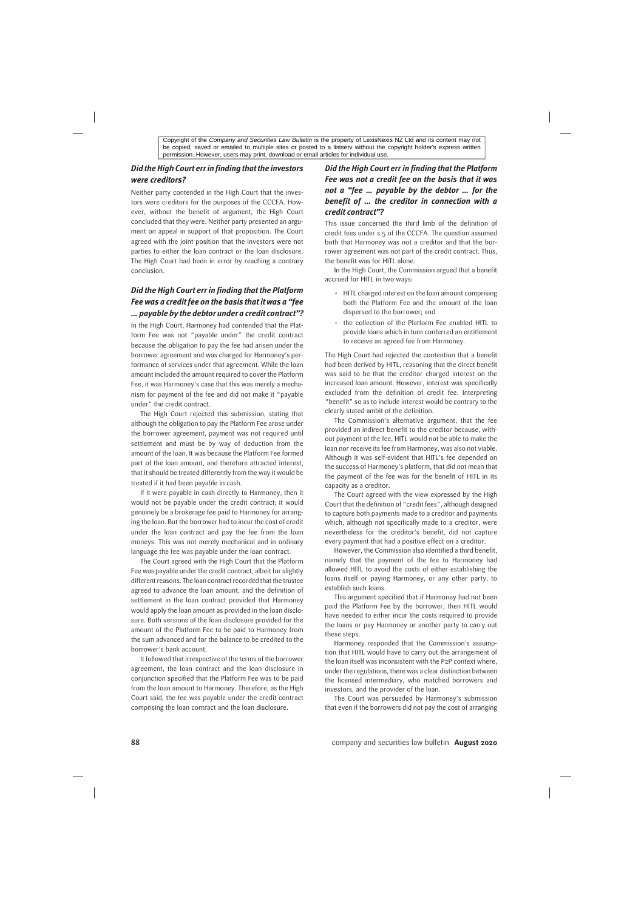Copyright of the *Company and Securities Law Bulletin* is the property of LexisNexis NZ Ltd and its content may not be copied, saved or emailed to multiple sites or posted to a listserv without the copyright holder's express written permission. However, users may print, download or email articles for individual use.

### *Did the High Court err in finding that the investors were creditors?*

Neither party contended in the High Court that the investors were creditors for the purposes of the CCCFA. However, without the benefit of argument, the High Court concluded that they were. Neither party presented an argument on appeal in support of that proposition. The Court agreed with the joint position that the investors were not parties to either the loan contract or the loan disclosure. The High Court had been in error by reaching a contrary conclusion.

### *Did the High Court err in finding that the Platform Fee was a credit fee on the basis that it was a "fee ... payable by the debtor under a credit contract"?*

In the High Court, Harmoney had contended that the Platform Fee was not "payable under" the credit contract because the obligation to pay the fee had arisen under the borrower agreement and was charged for Harmoney's performance of services under that agreement. While the loan amount included the amount required to cover the Platform Fee, it was Harmoney's case that this was merely a mechanism for payment of the fee and did not make it "payable under" the credit contract.

The High Court rejected this submission, stating that although the obligation to pay the Platform Fee arose under the borrower agreement, payment was not required until settlement and must be by way of deduction from the amount of the loan. It was because the Platform Fee formed part of the loan amount, and therefore attracted interest, that it should be treated differently from the way it would be treated if it had been payable in cash.

If it were payable in cash directly to Harmoney, then it would not be payable under the credit contract; it would genuinely be a brokerage fee paid to Harmoney for arranging the loan. But the borrower had to incur the cost of credit under the loan contract and pay the fee from the loan moneys. This was not merely mechanical and in ordinary language the fee was payable under the loan contract.

The Court agreed with the High Court that the Platform Fee was payable under the credit contract, albeit for slightly different reasons. The loan contract recorded that the trustee agreed to advance the loan amount, and the definition of settlement in the loan contract provided that Harmoney would apply the loan amount as provided in the loan disclosure. Both versions of the loan disclosure provided for the amount of the Platform Fee to be paid to Harmoney from the sum advanced and for the balance to be credited to the borrower's bank account.

It followed that irrespective of the terms of the borrower agreement, the loan contract and the loan disclosure in conjunction specified that the Platform Fee was to be paid from the loan amount to Harmoney. Therefore, as the High Court said, the fee was payable under the credit contract comprising the loan contract and the loan disclosure.

### *Did the High Court err in finding that the Platform Fee was not a credit fee on the basis that it was not a "fee ... payable by the debtor ... for the benefit of ... the creditor in connection with a credit contract"?*

This issue concerned the third limb of the definition of credit fees under s 5 of the CCCFA. The question assumed both that Harmoney was not a creditor and that the borrower agreement was not part of the credit contract. Thus, the benefit was for HITL alone.

In the High Court, the Commission argued that a benefit accrued for HITL in two ways:

- HITL charged interest on the loan amount comprising both the Platform Fee and the amount of the loan dispersed to the borrower; and
- the collection of the Platform Fee enabled HITL to provide loans which in turn conferred an entitlement to receive an agreed fee from Harmoney.

The High Court had rejected the contention that a benefit had been derived by HITL, reasoning that the direct benefit was said to be that the creditor charged interest on the increased loan amount. However, interest was specifically excluded from the definition of credit fee. Interpreting "benefit" so as to include interest would be contrary to the clearly stated ambit of the definition.

The Commission's alternative argument, that the fee provided an indirect benefit to the creditor because, without payment of the fee, HITL would not be able to make the loan nor receive its fee from Harmoney, was also not viable. Although it was self-evident that HITL's fee depended on the success of Harmoney's platform, that did not mean that the payment of the fee was for the benefit of HITL in its capacity as a creditor.

The Court agreed with the view expressed by the High Court that the definition of "credit fees", although designed to capture both payments made to a creditor and payments which, although not specifically made to a creditor, were nevertheless for the creditor's benefit, did not capture every payment that had a positive effect on a creditor.

However, the Commission also identified a third benefit, namely that the payment of the fee to Harmoney had allowed HITL to avoid the costs of either establishing the loans itself or paying Harmoney, or any other party, to establish such loans.

This argument specified that if Harmoney had not been paid the Platform Fee by the borrower, then HITL would have needed to either incur the costs required to provide the loans or pay Harmoney or another party to carry out these steps.

Harmoney responded that the Commission's assumption that HITL would have to carry out the arrangement of the loan itself was inconsistent with the P2P context where, under the regulations, there was a clear distinction between the licensed intermediary, who matched borrowers and investors, and the provider of the loan.

The Court was persuaded by Harmoney's submission that even if the borrowers did not pay the cost of arranging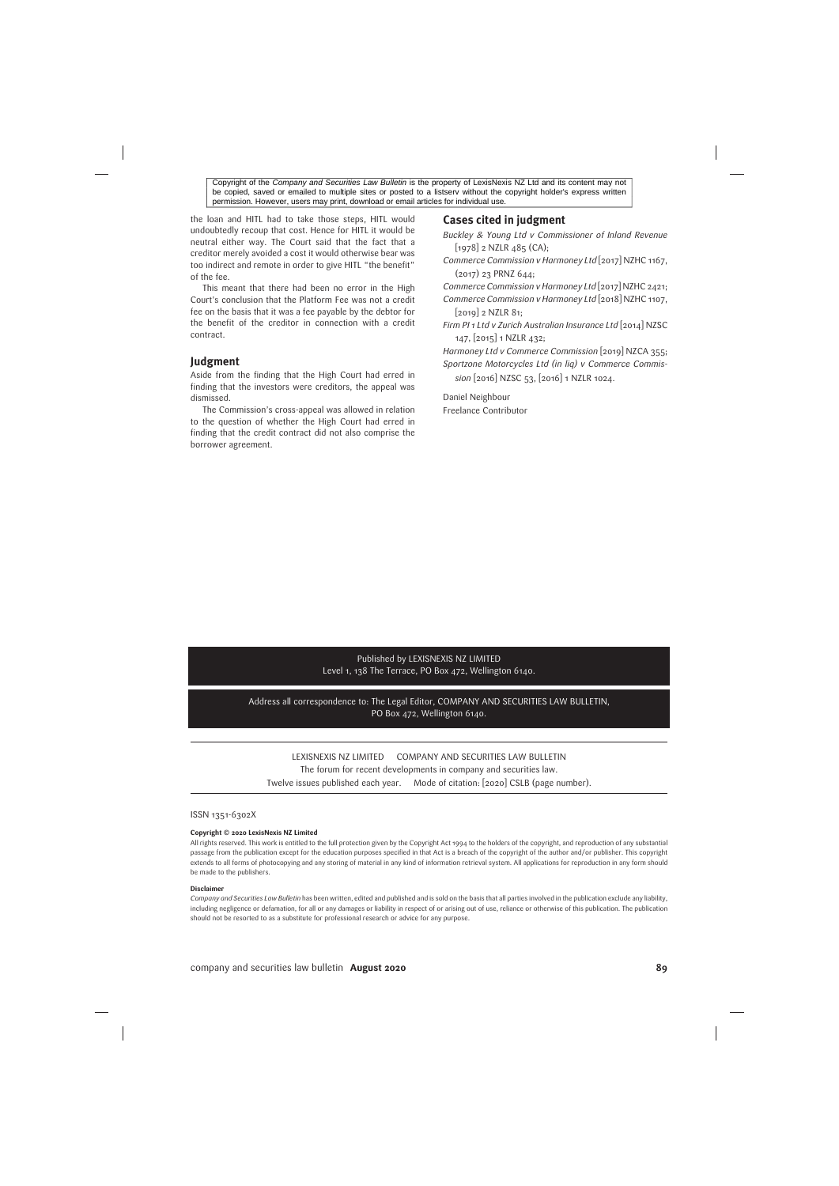Copyright of the *Company and Securities Law Bulletin* is the property of LexisNexis NZ Ltd and its content may not be copied, saved or emailed to multiple sites or posted to a listserv without the copyright holder's express written permission. However, users may print, download or email articles for individual use.

the loan and HITL had to take those steps, HITL would undoubtedly recoup that cost. Hence for HITL it would be neutral either way. The Court said that the fact that a creditor merely avoided a cost it would otherwise bear was too indirect and remote in order to give HITL "the benefit" of the fee.

This meant that there had been no error in the High Court's conclusion that the Platform Fee was not a credit fee on the basis that it was a fee payable by the debtor for the benefit of the creditor in connection with a credit contract.

## Judgment

Aside from the finding that the High Court had erred in finding that the investors were creditors, the appeal was dismissed.

The Commission's cross-appeal was allowed in relation to the question of whether the High Court had erred in finding that the credit contract did not also comprise the borrower agreement.

## Cases cited in judgment

*Buckley & Young Ltd v Commissioner of Inland Revenue* [1978] 2 NZLR 485 (CA);

*Commerce Commission v Harmoney Ltd* [2017] NZHC 1167, (2017) 23 PRNZ 644;

*Commerce Commission v Harmoney Ltd* [2017] NZHC 2421;

*Commerce Commission v Harmoney Ltd* [2018] NZHC 1107, [2019] 2 NZLR 81;

*Firm PI 1 Ltd v Zurich Australian Insurance Ltd* [2014] NZSC 147, [2015] 1 NZLR 432;

*Harmoney Ltd v Commerce Commission* [2019] NZCA 355;

*Sportzone Motorcycles Ltd (in liq) v Commerce Commission* [2016] NZSC 53, [2016] 1 NZLR 1024.

Daniel Neighbour
Freelance Contributor

Published by LEXISNEXIS NZ LIMITED
Level 1, 138 The Terrace, PO Box 472, Wellington 6140.

Address all correspondence to: The Legal Editor, COMPANY AND SECURITIES LAW BULLETIN, PO Box 472, Wellington 6140.

LEXISNEXIS NZ LIMITED COMPANY AND SECURITIES LAW BULLETIN
The forum for recent developments in company and securities law.
Twelve issues published each year. Mode of citation: [2020] CSLB (page number).

ISSN 1351-6302X

**Copyright © 2020 LexisNexis NZ Limited**

All rights reserved. This work is entitled to the full protection given by the Copyright Act 1994 to the holders of the copyright, and reproduction of any substantial passage from the publication except for the education purposes specified in that Act is a breach of the copyright of the author and/or publisher. This copyright extends to all forms of photocopying and any storing of material in any kind of information retrieval system. All applications for reproduction in any form should be made to the publishers.

**Disclaimer**

*Company and Securities Law Bulletin* has been written, edited and published and is sold on the basis that all parties involved in the publication exclude any liability, including negligence or defamation, for all or any damages or liability in respect of or arising out of use, reliance or otherwise of this publication. The publication should not be resorted to as a substitute for professional research or advice for any purpose.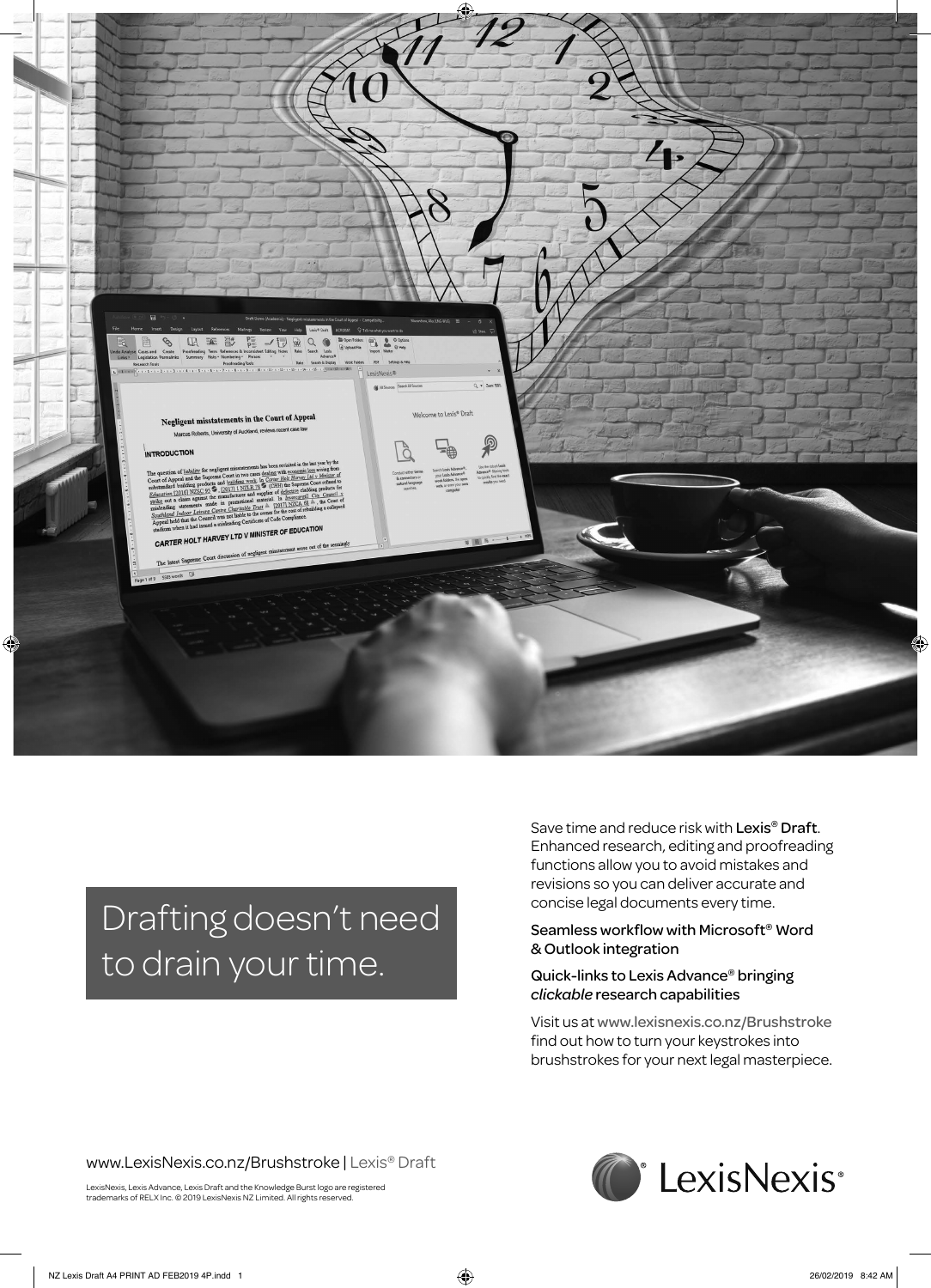## Drafting doesn't need to drain your time.

Save time and reduce risk with **Lexis® Draft**. Enhanced research, editing and proofreading functions allow you to avoid mistakes and revisions so you can deliver accurate and concise legal documents every time.

Seamless workflow with Microsoft® Word & Outlook integration

Quick-links to Lexis Advance® bringing *clickable* research capabilities

Visit us at www.lexisnexis.co.nz/Brushstroke find out how to turn your keystrokes into brushstrokes for your next legal masterpiece.

www.LexisNexis.co.nz/Brushstroke | Lexis® Draft

LexisNexis, Lexis Advance, Lexis Draft and the Knowledge Burst logo are registered trademarks of RELX Inc. © 2019 LexisNexis NZ Limited. All rights reserved.

LexisNexis®